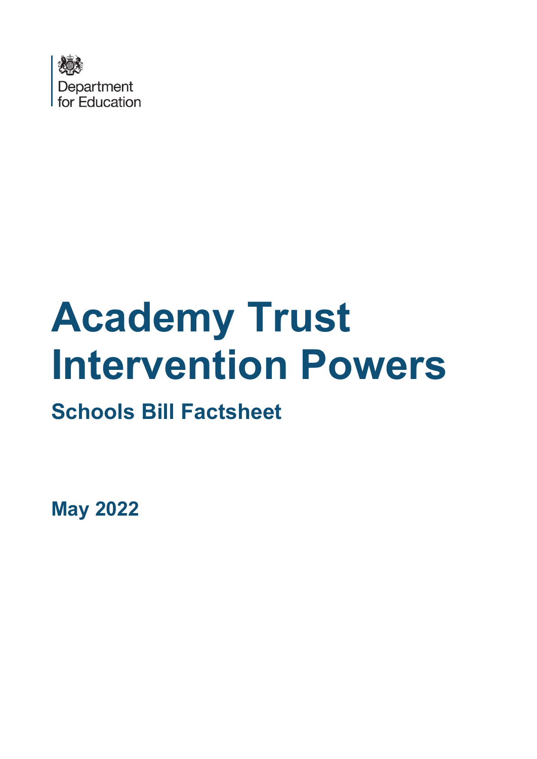Department for Education

# Academy Trust Intervention Powers

## Schools Bill Factsheet

**May 2022**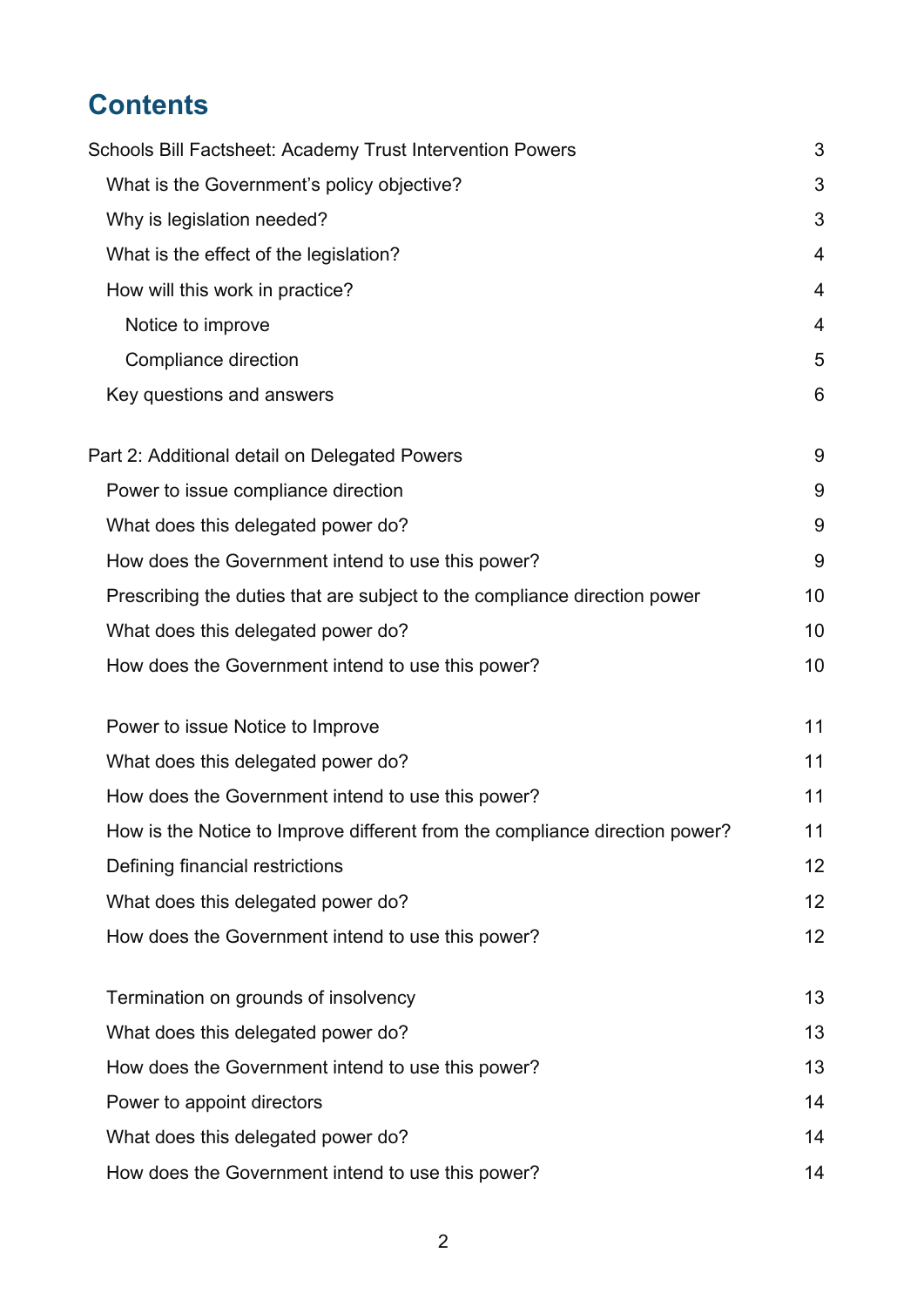# Contents

| | |
|---|---|
| Schools Bill Factsheet: Academy Trust Intervention Powers | 3 |
| What is the Government's policy objective? | 3 |
| Why is legislation needed? | 3 |
| What is the effect of the legislation? | 4 |
| How will this work in practice? | 4 |
| Notice to improve | 4 |
| Compliance direction | 5 |
| Key questions and answers | 6 |
| Part 2: Additional detail on Delegated Powers | 9 |
| Power to issue compliance direction | 9 |
| What does this delegated power do? | 9 |
| How does the Government intend to use this power? | 9 |
| Prescribing the duties that are subject to the compliance direction power | 10 |
| What does this delegated power do? | 10 |
| How does the Government intend to use this power? | 10 |
| Power to issue Notice to Improve | 11 |
| What does this delegated power do? | 11 |
| How does the Government intend to use this power? | 11 |
| How is the Notice to Improve different from the compliance direction power? | 11 |
| Defining financial restrictions | 12 |
| What does this delegated power do? | 12 |
| How does the Government intend to use this power? | 12 |
| Termination on grounds of insolvency | 13 |
| What does this delegated power do? | 13 |
| How does the Government intend to use this power? | 13 |
| Power to appoint directors | 14 |
| What does this delegated power do? | 14 |
| How does the Government intend to use this power? | 14 |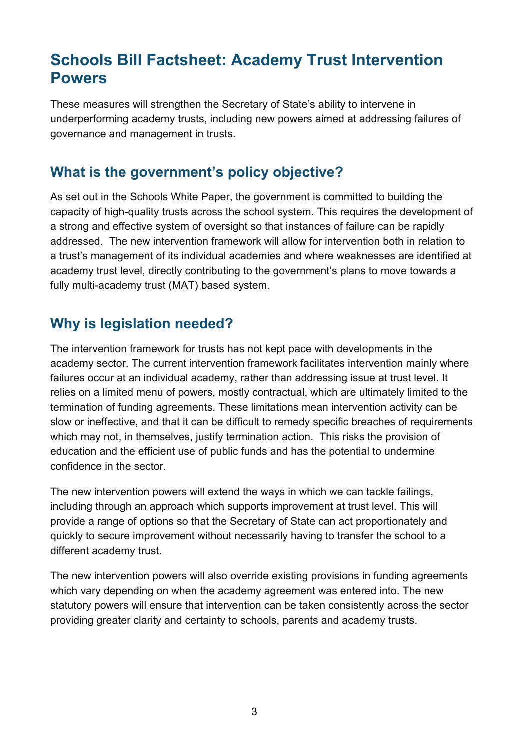# Schools Bill Factsheet: Academy Trust Intervention Powers

These measures will strengthen the Secretary of State's ability to intervene in underperforming academy trusts, including new powers aimed at addressing failures of governance and management in trusts.

## What is the government's policy objective?

As set out in the Schools White Paper, the government is committed to building the capacity of high-quality trusts across the school system. This requires the development of a strong and effective system of oversight so that instances of failure can be rapidly addressed. The new intervention framework will allow for intervention both in relation to a trust's management of its individual academies and where weaknesses are identified at academy trust level, directly contributing to the government's plans to move towards a fully multi-academy trust (MAT) based system.

## Why is legislation needed?

The intervention framework for trusts has not kept pace with developments in the academy sector. The current intervention framework facilitates intervention mainly where failures occur at an individual academy, rather than addressing issue at trust level. It relies on a limited menu of powers, mostly contractual, which are ultimately limited to the termination of funding agreements. These limitations mean intervention activity can be slow or ineffective, and that it can be difficult to remedy specific breaches of requirements which may not, in themselves, justify termination action. This risks the provision of education and the efficient use of public funds and has the potential to undermine confidence in the sector.

The new intervention powers will extend the ways in which we can tackle failings, including through an approach which supports improvement at trust level. This will provide a range of options so that the Secretary of State can act proportionately and quickly to secure improvement without necessarily having to transfer the school to a different academy trust.

The new intervention powers will also override existing provisions in funding agreements which vary depending on when the academy agreement was entered into. The new statutory powers will ensure that intervention can be taken consistently across the sector providing greater clarity and certainty to schools, parents and academy trusts.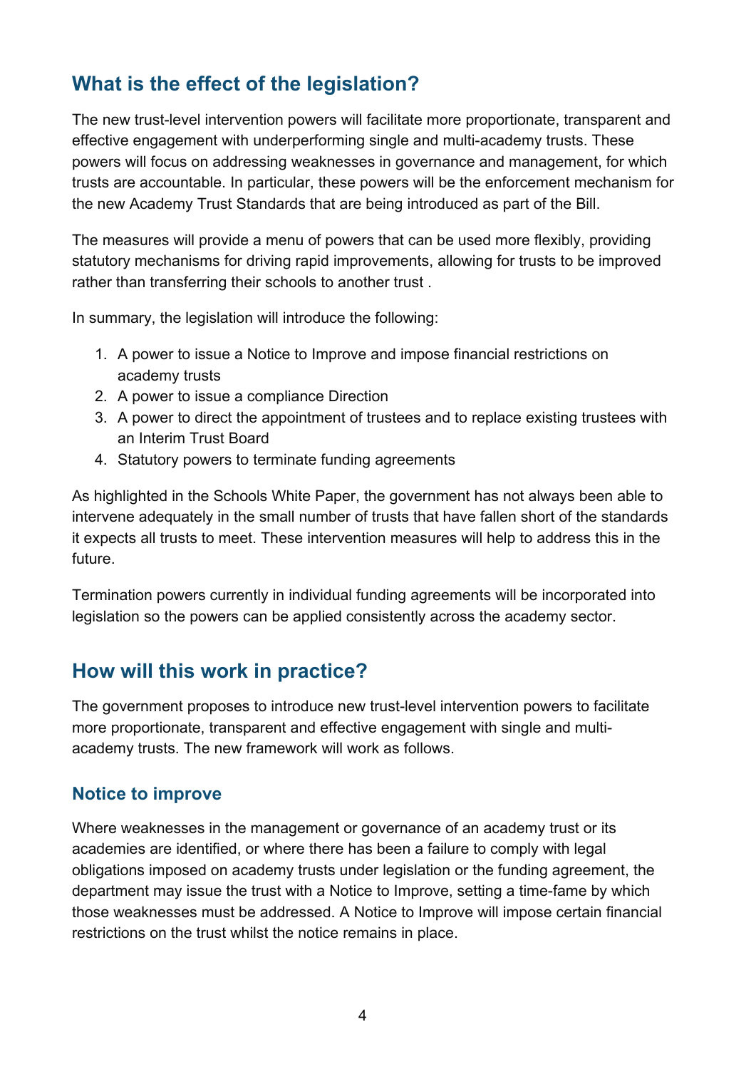## What is the effect of the legislation?

The new trust-level intervention powers will facilitate more proportionate, transparent and effective engagement with underperforming single and multi-academy trusts. These powers will focus on addressing weaknesses in governance and management, for which trusts are accountable. In particular, these powers will be the enforcement mechanism for the new Academy Trust Standards that are being introduced as part of the Bill.

The measures will provide a menu of powers that can be used more flexibly, providing statutory mechanisms for driving rapid improvements, allowing for trusts to be improved rather than transferring their schools to another trust .

In summary, the legislation will introduce the following:

1. A power to issue a Notice to Improve and impose financial restrictions on academy trusts
2. A power to issue a compliance Direction
3. A power to direct the appointment of trustees and to replace existing trustees with an Interim Trust Board
4. Statutory powers to terminate funding agreements

As highlighted in the Schools White Paper, the government has not always been able to intervene adequately in the small number of trusts that have fallen short of the standards it expects all trusts to meet. These intervention measures will help to address this in the future.

Termination powers currently in individual funding agreements will be incorporated into legislation so the powers can be applied consistently across the academy sector.

## How will this work in practice?

The government proposes to introduce new trust-level intervention powers to facilitate more proportionate, transparent and effective engagement with single and multi-academy trusts. The new framework will work as follows.

### Notice to improve

Where weaknesses in the management or governance of an academy trust or its academies are identified, or where there has been a failure to comply with legal obligations imposed on academy trusts under legislation or the funding agreement, the department may issue the trust with a Notice to Improve, setting a time-fame by which those weaknesses must be addressed. A Notice to Improve will impose certain financial restrictions on the trust whilst the notice remains in place.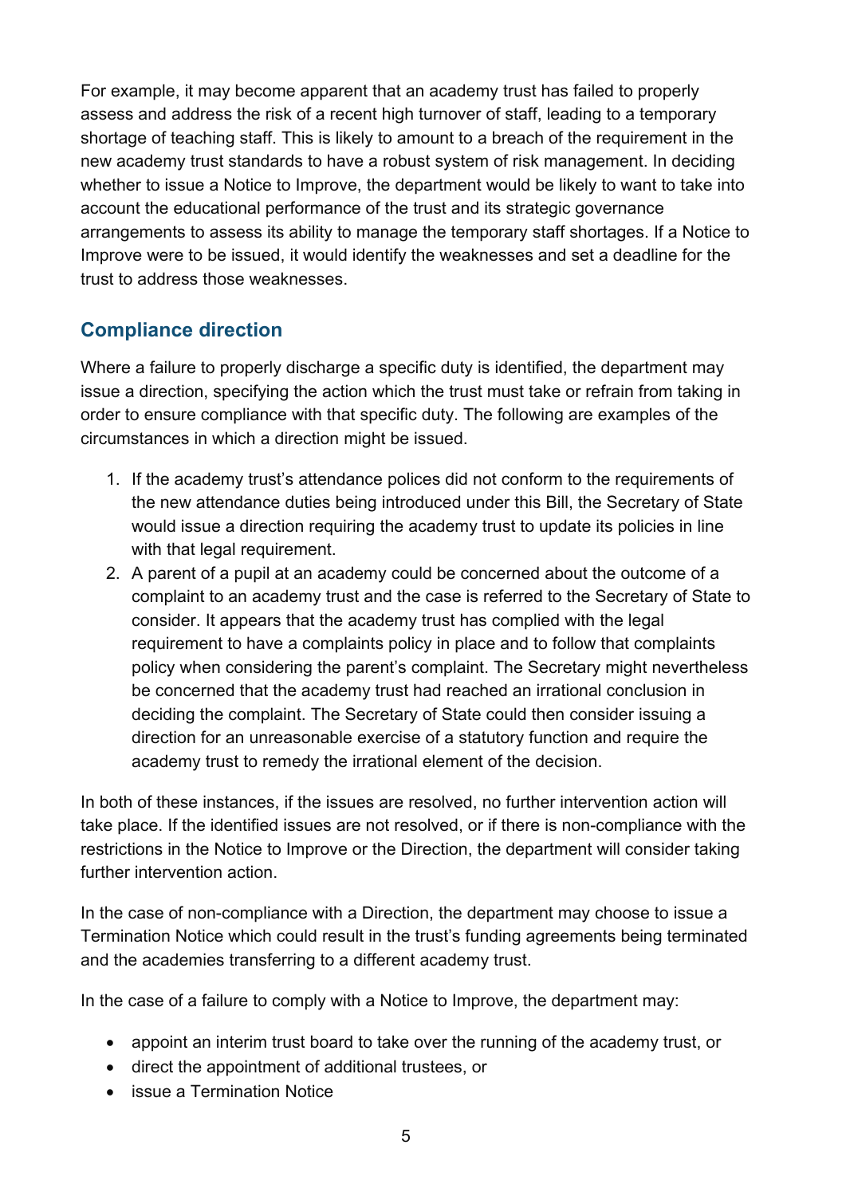For example, it may become apparent that an academy trust has failed to properly assess and address the risk of a recent high turnover of staff, leading to a temporary shortage of teaching staff. This is likely to amount to a breach of the requirement in the new academy trust standards to have a robust system of risk management. In deciding whether to issue a Notice to Improve, the department would be likely to want to take into account the educational performance of the trust and its strategic governance arrangements to assess its ability to manage the temporary staff shortages. If a Notice to Improve were to be issued, it would identify the weaknesses and set a deadline for the trust to address those weaknesses.

## Compliance direction

Where a failure to properly discharge a specific duty is identified, the department may issue a direction, specifying the action which the trust must take or refrain from taking in order to ensure compliance with that specific duty. The following are examples of the circumstances in which a direction might be issued.

1. If the academy trust's attendance polices did not conform to the requirements of the new attendance duties being introduced under this Bill, the Secretary of State would issue a direction requiring the academy trust to update its policies in line with that legal requirement.
2. A parent of a pupil at an academy could be concerned about the outcome of a complaint to an academy trust and the case is referred to the Secretary of State to consider. It appears that the academy trust has complied with the legal requirement to have a complaints policy in place and to follow that complaints policy when considering the parent's complaint. The Secretary might nevertheless be concerned that the academy trust had reached an irrational conclusion in deciding the complaint. The Secretary of State could then consider issuing a direction for an unreasonable exercise of a statutory function and require the academy trust to remedy the irrational element of the decision.

In both of these instances, if the issues are resolved, no further intervention action will take place. If the identified issues are not resolved, or if there is non-compliance with the restrictions in the Notice to Improve or the Direction, the department will consider taking further intervention action.

In the case of non-compliance with a Direction, the department may choose to issue a Termination Notice which could result in the trust's funding agreements being terminated and the academies transferring to a different academy trust.

In the case of a failure to comply with a Notice to Improve, the department may:

- appoint an interim trust board to take over the running of the academy trust, or
- direct the appointment of additional trustees, or
- issue a Termination Notice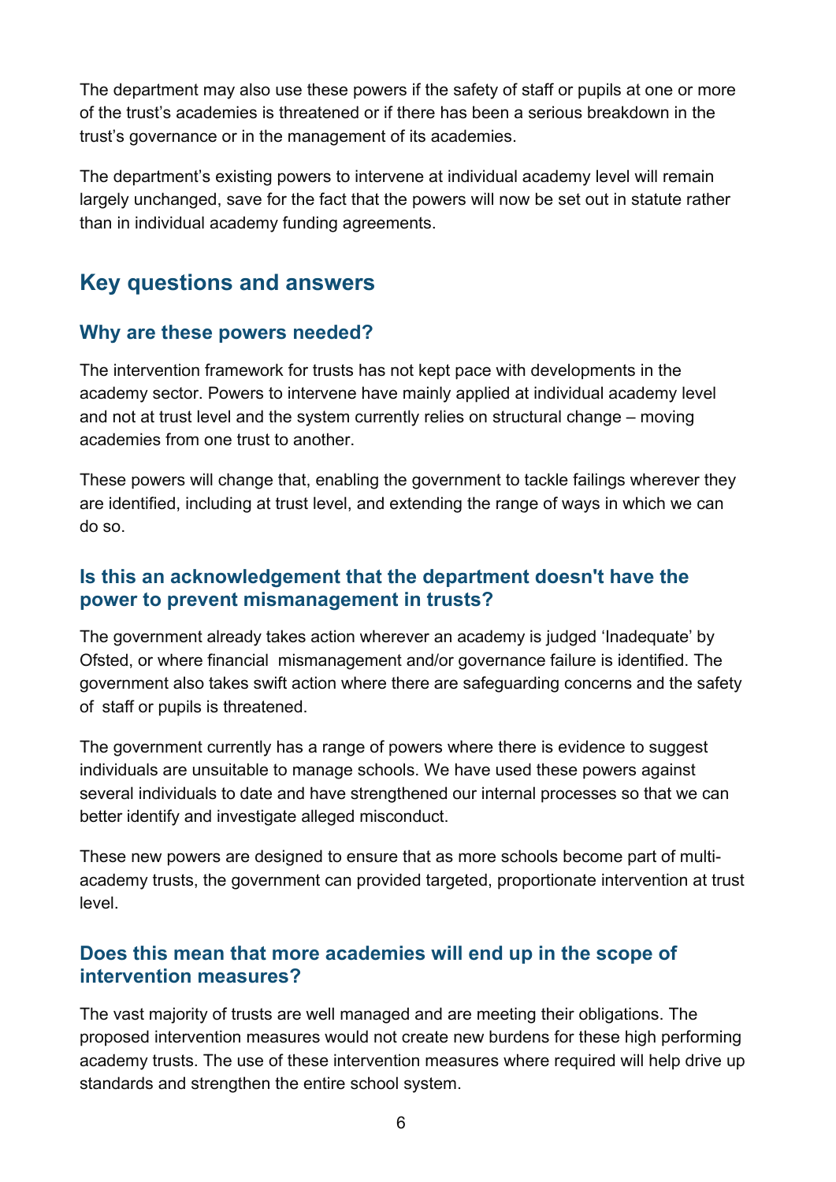The department may also use these powers if the safety of staff or pupils at one or more of the trust's academies is threatened or if there has been a serious breakdown in the trust's governance or in the management of its academies.

The department's existing powers to intervene at individual academy level will remain largely unchanged, save for the fact that the powers will now be set out in statute rather than in individual academy funding agreements.

## Key questions and answers

### Why are these powers needed?

The intervention framework for trusts has not kept pace with developments in the academy sector. Powers to intervene have mainly applied at individual academy level and not at trust level and the system currently relies on structural change – moving academies from one trust to another.

These powers will change that, enabling the government to tackle failings wherever they are identified, including at trust level, and extending the range of ways in which we can do so.

### Is this an acknowledgement that the department doesn't have the power to prevent mismanagement in trusts?

The government already takes action wherever an academy is judged 'Inadequate' by Ofsted, or where financial mismanagement and/or governance failure is identified. The government also takes swift action where there are safeguarding concerns and the safety of staff or pupils is threatened.

The government currently has a range of powers where there is evidence to suggest individuals are unsuitable to manage schools. We have used these powers against several individuals to date and have strengthened our internal processes so that we can better identify and investigate alleged misconduct.

These new powers are designed to ensure that as more schools become part of multi-academy trusts, the government can provided targeted, proportionate intervention at trust level.

### Does this mean that more academies will end up in the scope of intervention measures?

The vast majority of trusts are well managed and are meeting their obligations. The proposed intervention measures would not create new burdens for these high performing academy trusts. The use of these intervention measures where required will help drive up standards and strengthen the entire school system.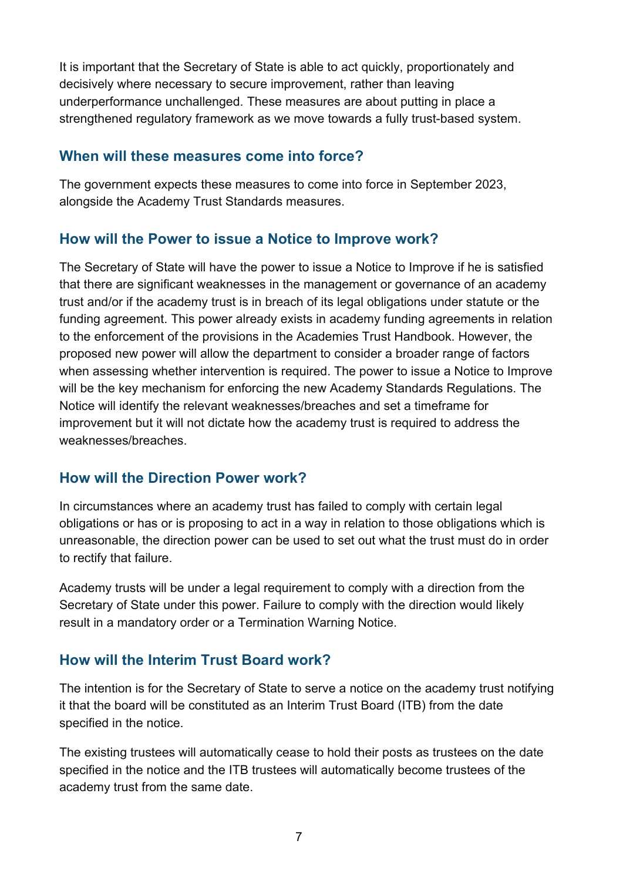It is important that the Secretary of State is able to act quickly, proportionately and decisively where necessary to secure improvement, rather than leaving underperformance unchallenged. These measures are about putting in place a strengthened regulatory framework as we move towards a fully trust-based system.

## When will these measures come into force?

The government expects these measures to come into force in September 2023, alongside the Academy Trust Standards measures.

## How will the Power to issue a Notice to Improve work?

The Secretary of State will have the power to issue a Notice to Improve if he is satisfied that there are significant weaknesses in the management or governance of an academy trust and/or if the academy trust is in breach of its legal obligations under statute or the funding agreement. This power already exists in academy funding agreements in relation to the enforcement of the provisions in the Academies Trust Handbook. However, the proposed new power will allow the department to consider a broader range of factors when assessing whether intervention is required. The power to issue a Notice to Improve will be the key mechanism for enforcing the new Academy Standards Regulations. The Notice will identify the relevant weaknesses/breaches and set a timeframe for improvement but it will not dictate how the academy trust is required to address the weaknesses/breaches.

## How will the Direction Power work?

In circumstances where an academy trust has failed to comply with certain legal obligations or has or is proposing to act in a way in relation to those obligations which is unreasonable, the direction power can be used to set out what the trust must do in order to rectify that failure.

Academy trusts will be under a legal requirement to comply with a direction from the Secretary of State under this power. Failure to comply with the direction would likely result in a mandatory order or a Termination Warning Notice.

## How will the Interim Trust Board work?

The intention is for the Secretary of State to serve a notice on the academy trust notifying it that the board will be constituted as an Interim Trust Board (ITB) from the date specified in the notice.

The existing trustees will automatically cease to hold their posts as trustees on the date specified in the notice and the ITB trustees will automatically become trustees of the academy trust from the same date.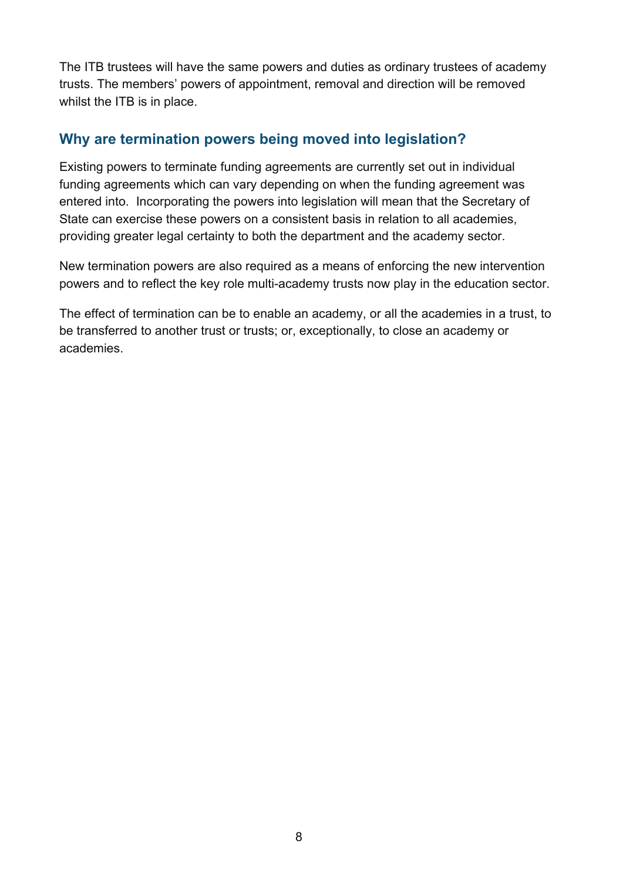The ITB trustees will have the same powers and duties as ordinary trustees of academy trusts. The members' powers of appointment, removal and direction will be removed whilst the ITB is in place.

## Why are termination powers being moved into legislation?

Existing powers to terminate funding agreements are currently set out in individual funding agreements which can vary depending on when the funding agreement was entered into. Incorporating the powers into legislation will mean that the Secretary of State can exercise these powers on a consistent basis in relation to all academies, providing greater legal certainty to both the department and the academy sector.

New termination powers are also required as a means of enforcing the new intervention powers and to reflect the key role multi-academy trusts now play in the education sector.

The effect of termination can be to enable an academy, or all the academies in a trust, to be transferred to another trust or trusts; or, exceptionally, to close an academy or academies.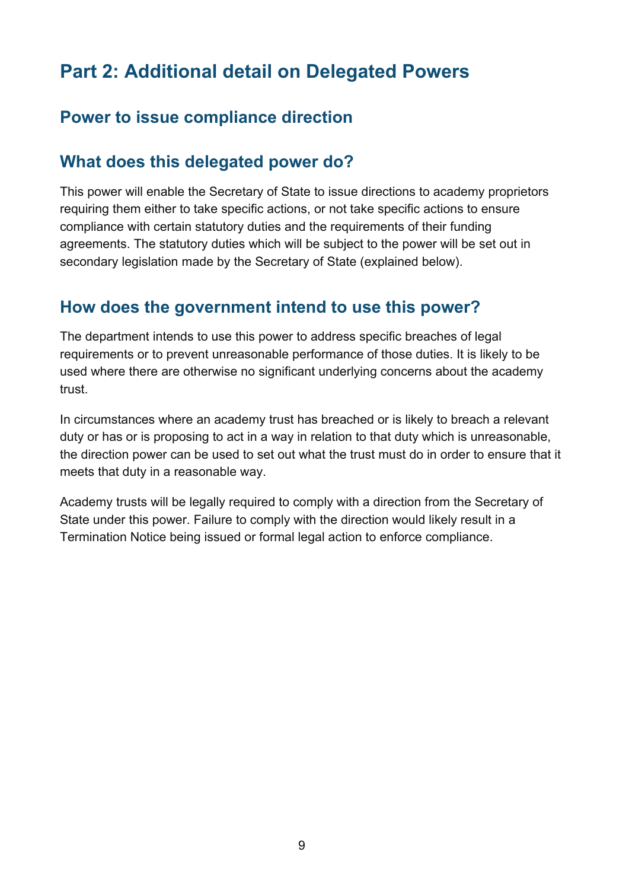# Part 2: Additional detail on Delegated Powers

## Power to issue compliance direction

## What does this delegated power do?

This power will enable the Secretary of State to issue directions to academy proprietors requiring them either to take specific actions, or not take specific actions to ensure compliance with certain statutory duties and the requirements of their funding agreements. The statutory duties which will be subject to the power will be set out in secondary legislation made by the Secretary of State (explained below).

## How does the government intend to use this power?

The department intends to use this power to address specific breaches of legal requirements or to prevent unreasonable performance of those duties. It is likely to be used where there are otherwise no significant underlying concerns about the academy trust.

In circumstances where an academy trust has breached or is likely to breach a relevant duty or has or is proposing to act in a way in relation to that duty which is unreasonable, the direction power can be used to set out what the trust must do in order to ensure that it meets that duty in a reasonable way.

Academy trusts will be legally required to comply with a direction from the Secretary of State under this power. Failure to comply with the direction would likely result in a Termination Notice being issued or formal legal action to enforce compliance.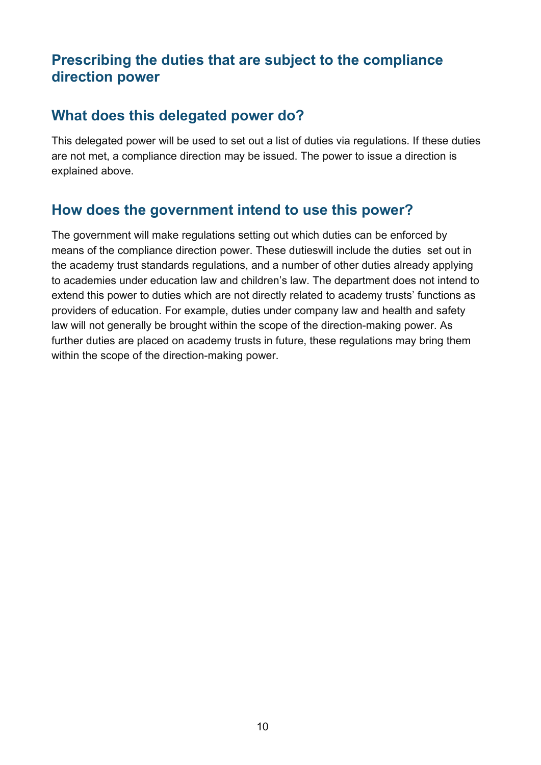## Prescribing the duties that are subject to the compliance direction power

## What does this delegated power do?

This delegated power will be used to set out a list of duties via regulations. If these duties are not met, a compliance direction may be issued. The power to issue a direction is explained above.

## How does the government intend to use this power?

The government will make regulations setting out which duties can be enforced by means of the compliance direction power. These dutieswill include the duties  set out in the academy trust standards regulations, and a number of other duties already applying to academies under education law and children's law. The department does not intend to extend this power to duties which are not directly related to academy trusts' functions as providers of education. For example, duties under company law and health and safety law will not generally be brought within the scope of the direction-making power. As further duties are placed on academy trusts in future, these regulations may bring them within the scope of the direction-making power.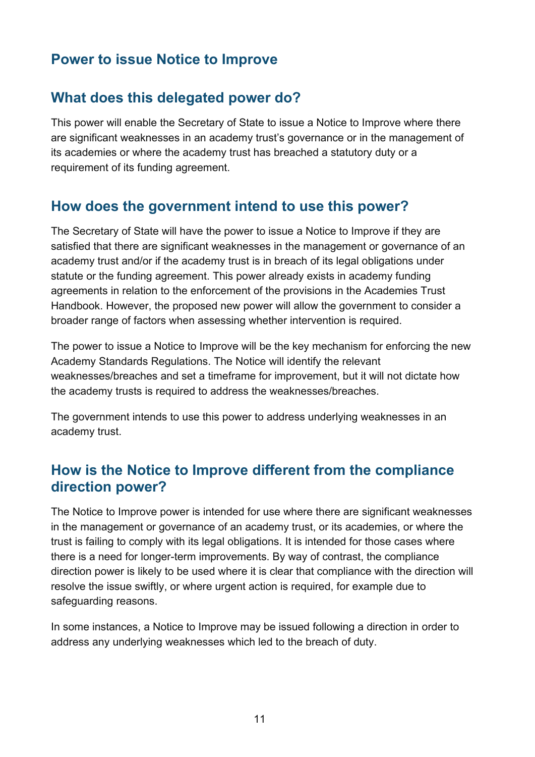## Power to issue Notice to Improve

## What does this delegated power do?

This power will enable the Secretary of State to issue a Notice to Improve where there are significant weaknesses in an academy trust's governance or in the management of its academies or where the academy trust has breached a statutory duty or a requirement of its funding agreement.

## How does the government intend to use this power?

The Secretary of State will have the power to issue a Notice to Improve if they are satisfied that there are significant weaknesses in the management or governance of an academy trust and/or if the academy trust is in breach of its legal obligations under statute or the funding agreement. This power already exists in academy funding agreements in relation to the enforcement of the provisions in the Academies Trust Handbook. However, the proposed new power will allow the government to consider a broader range of factors when assessing whether intervention is required.

The power to issue a Notice to Improve will be the key mechanism for enforcing the new Academy Standards Regulations. The Notice will identify the relevant weaknesses/breaches and set a timeframe for improvement, but it will not dictate how the academy trusts is required to address the weaknesses/breaches.

The government intends to use this power to address underlying weaknesses in an academy trust.

## How is the Notice to Improve different from the compliance direction power?

The Notice to Improve power is intended for use where there are significant weaknesses in the management or governance of an academy trust, or its academies, or where the trust is failing to comply with its legal obligations. It is intended for those cases where there is a need for longer-term improvements. By way of contrast, the compliance direction power is likely to be used where it is clear that compliance with the direction will resolve the issue swiftly, or where urgent action is required, for example due to safeguarding reasons.

In some instances, a Notice to Improve may be issued following a direction in order to address any underlying weaknesses which led to the breach of duty.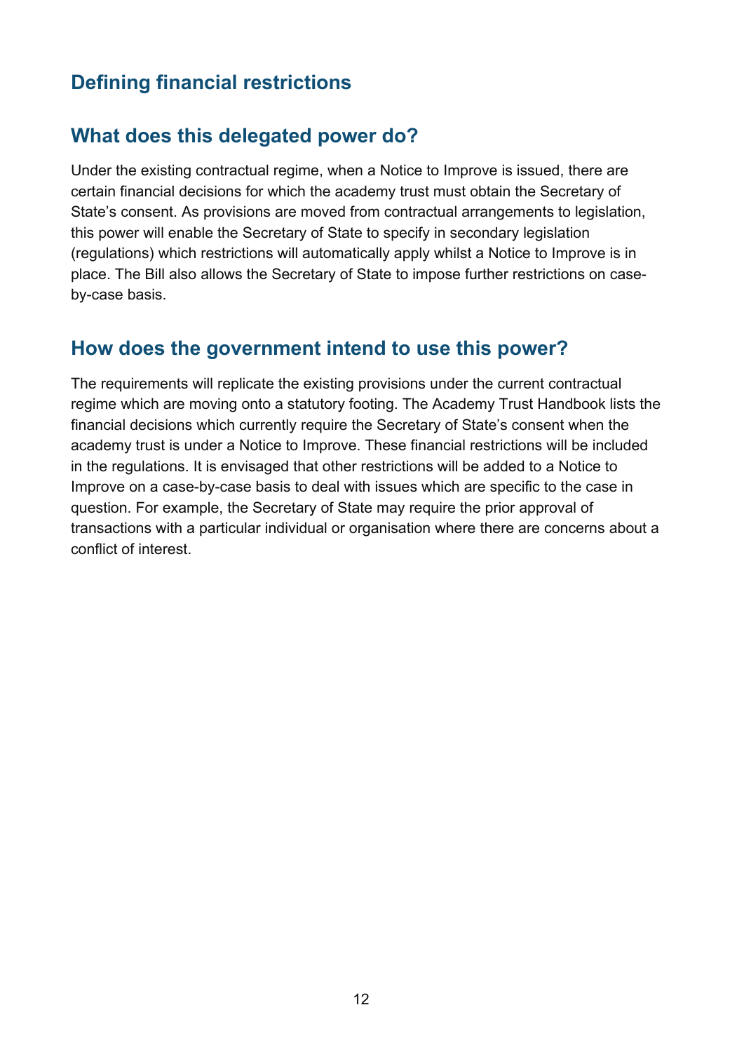## Defining financial restrictions

## What does this delegated power do?

Under the existing contractual regime, when a Notice to Improve is issued, there are certain financial decisions for which the academy trust must obtain the Secretary of State's consent. As provisions are moved from contractual arrangements to legislation, this power will enable the Secretary of State to specify in secondary legislation (regulations) which restrictions will automatically apply whilst a Notice to Improve is in place. The Bill also allows the Secretary of State to impose further restrictions on case-by-case basis.

## How does the government intend to use this power?

The requirements will replicate the existing provisions under the current contractual regime which are moving onto a statutory footing. The Academy Trust Handbook lists the financial decisions which currently require the Secretary of State's consent when the academy trust is under a Notice to Improve. These financial restrictions will be included in the regulations. It is envisaged that other restrictions will be added to a Notice to Improve on a case-by-case basis to deal with issues which are specific to the case in question. For example, the Secretary of State may require the prior approval of transactions with a particular individual or organisation where there are concerns about a conflict of interest.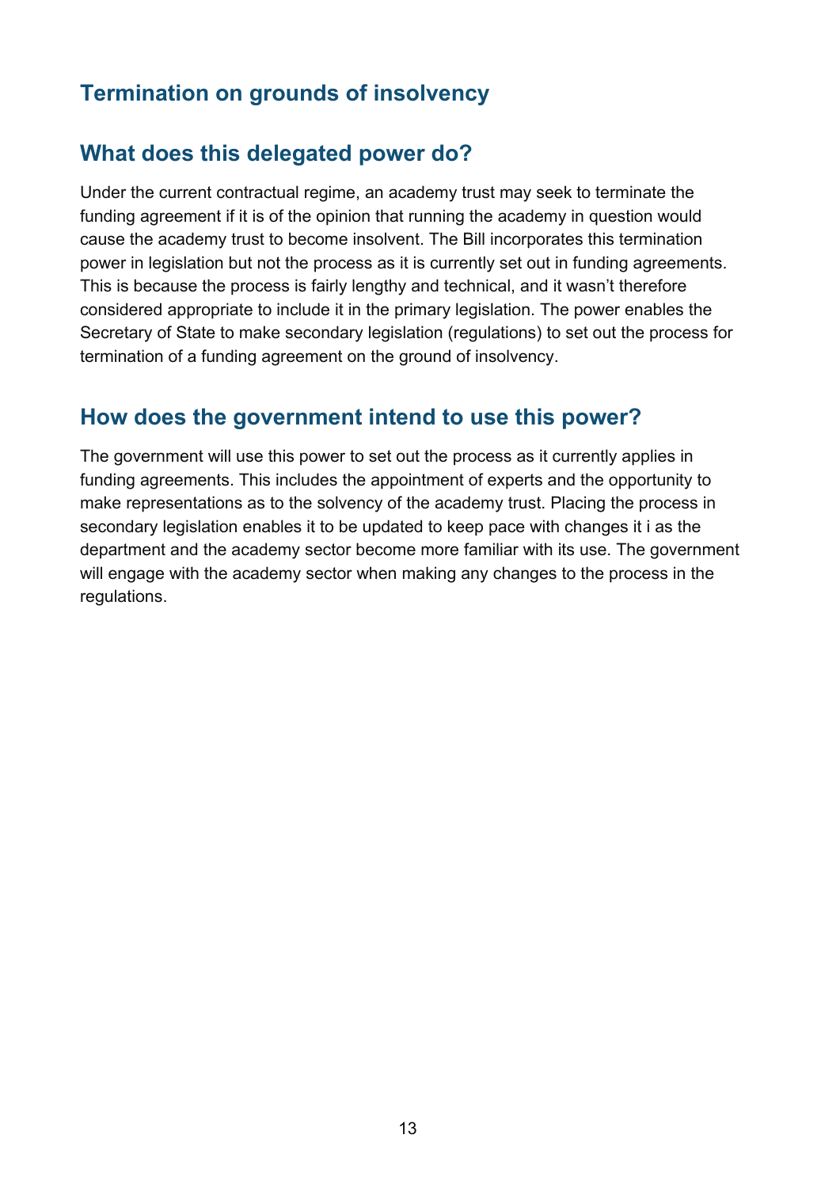## Termination on grounds of insolvency

## What does this delegated power do?

Under the current contractual regime, an academy trust may seek to terminate the funding agreement if it is of the opinion that running the academy in question would cause the academy trust to become insolvent. The Bill incorporates this termination power in legislation but not the process as it is currently set out in funding agreements. This is because the process is fairly lengthy and technical, and it wasn't therefore considered appropriate to include it in the primary legislation. The power enables the Secretary of State to make secondary legislation (regulations) to set out the process for termination of a funding agreement on the ground of insolvency.

## How does the government intend to use this power?

The government will use this power to set out the process as it currently applies in funding agreements. This includes the appointment of experts and the opportunity to make representations as to the solvency of the academy trust. Placing the process in secondary legislation enables it to be updated to keep pace with changes it i as the department and the academy sector become more familiar with its use. The government will engage with the academy sector when making any changes to the process in the regulations.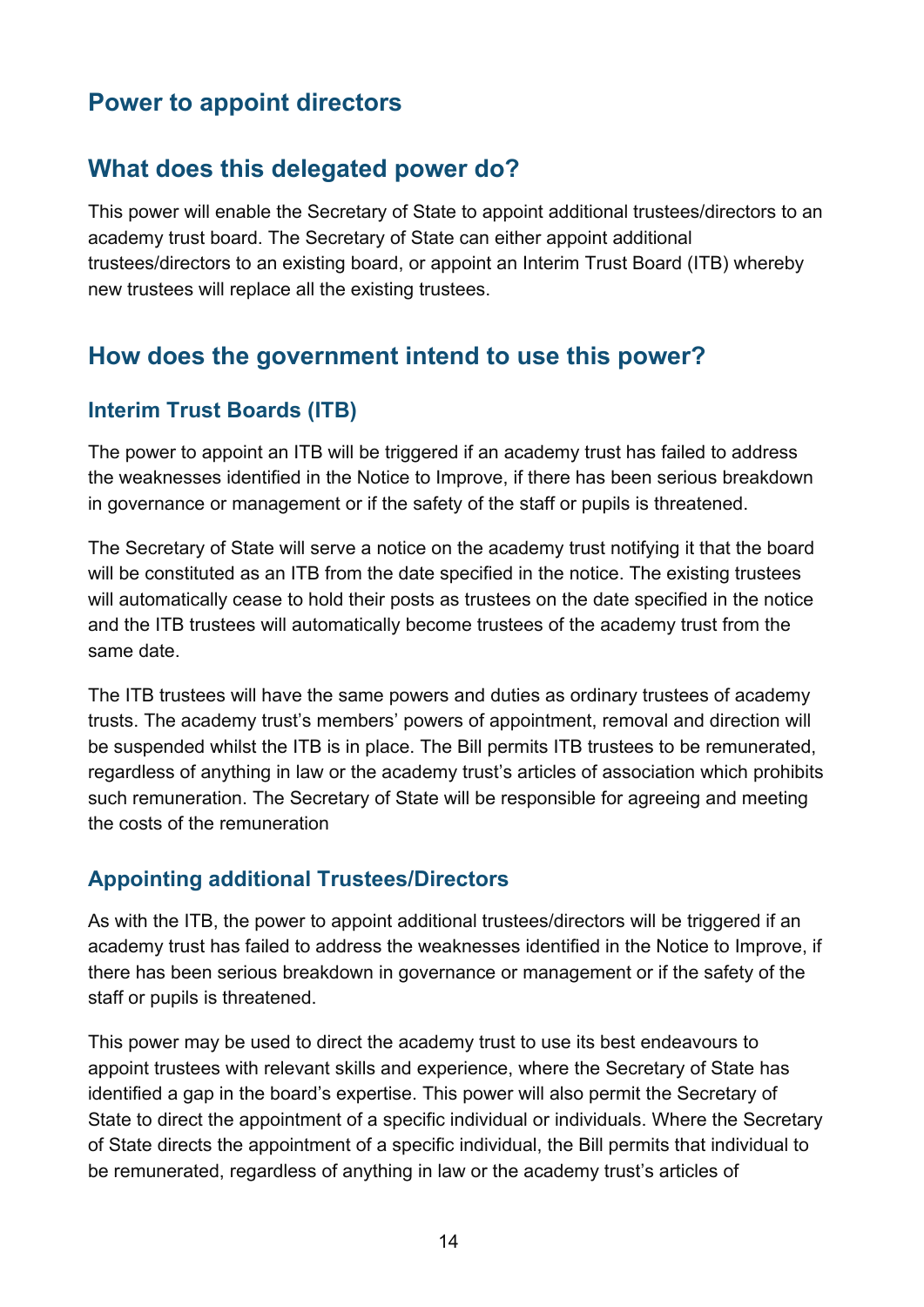## Power to appoint directors

## What does this delegated power do?

This power will enable the Secretary of State to appoint additional trustees/directors to an academy trust board. The Secretary of State can either appoint additional trustees/directors to an existing board, or appoint an Interim Trust Board (ITB) whereby new trustees will replace all the existing trustees.

## How does the government intend to use this power?

### Interim Trust Boards (ITB)

The power to appoint an ITB will be triggered if an academy trust has failed to address the weaknesses identified in the Notice to Improve, if there has been serious breakdown in governance or management or if the safety of the staff or pupils is threatened.

The Secretary of State will serve a notice on the academy trust notifying it that the board will be constituted as an ITB from the date specified in the notice. The existing trustees will automatically cease to hold their posts as trustees on the date specified in the notice and the ITB trustees will automatically become trustees of the academy trust from the same date.

The ITB trustees will have the same powers and duties as ordinary trustees of academy trusts. The academy trust's members' powers of appointment, removal and direction will be suspended whilst the ITB is in place. The Bill permits ITB trustees to be remunerated, regardless of anything in law or the academy trust's articles of association which prohibits such remuneration. The Secretary of State will be responsible for agreeing and meeting the costs of the remuneration

### Appointing additional Trustees/Directors

As with the ITB, the power to appoint additional trustees/directors will be triggered if an academy trust has failed to address the weaknesses identified in the Notice to Improve, if there has been serious breakdown in governance or management or if the safety of the staff or pupils is threatened.

This power may be used to direct the academy trust to use its best endeavours to appoint trustees with relevant skills and experience, where the Secretary of State has identified a gap in the board's expertise. This power will also permit the Secretary of State to direct the appointment of a specific individual or individuals. Where the Secretary of State directs the appointment of a specific individual, the Bill permits that individual to be remunerated, regardless of anything in law or the academy trust's articles of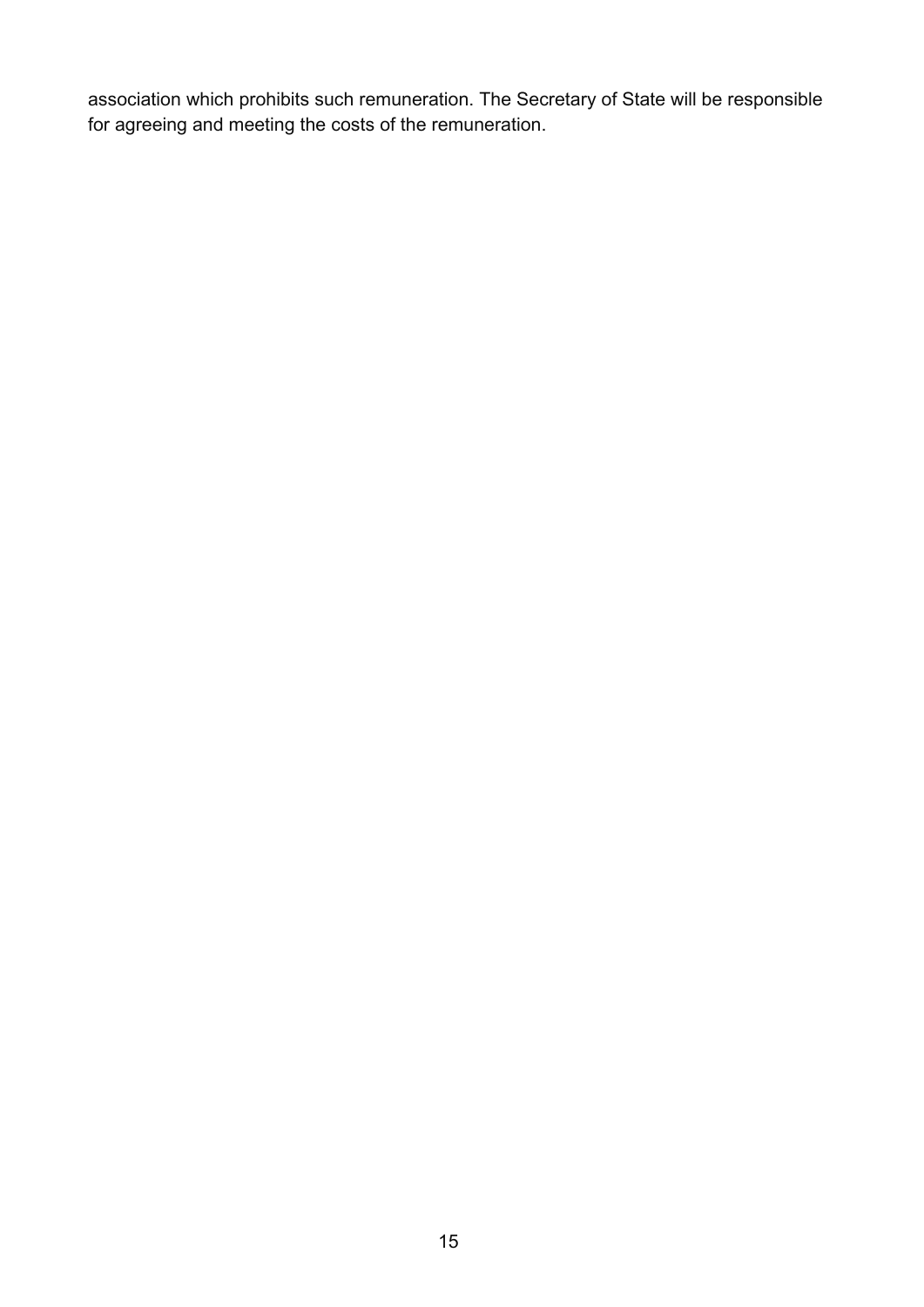association which prohibits such remuneration. The Secretary of State will be responsible for agreeing and meeting the costs of the remuneration.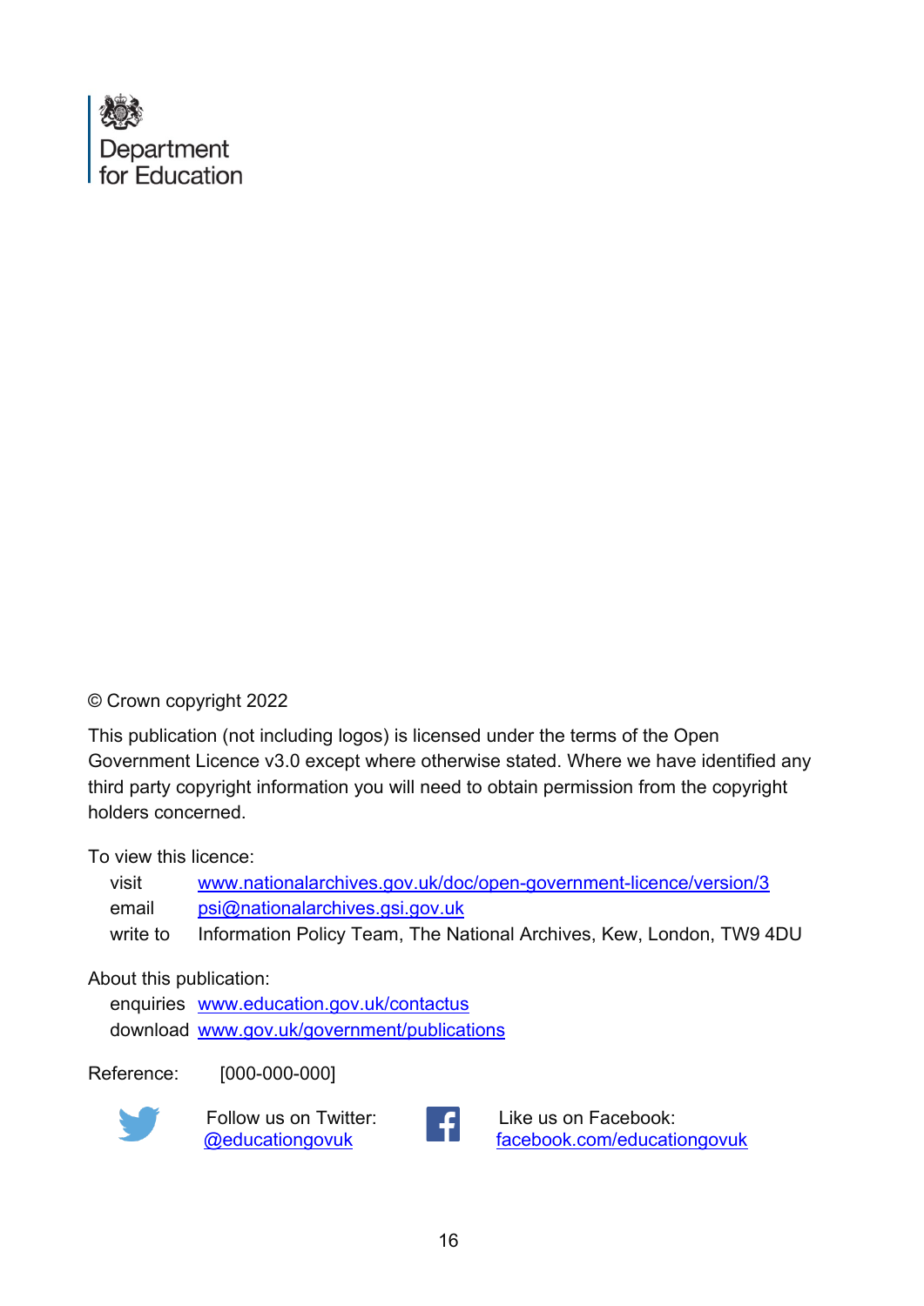Department for Education

© Crown copyright 2022

This publication (not including logos) is licensed under the terms of the Open Government Licence v3.0 except where otherwise stated. Where we have identified any third party copyright information you will need to obtain permission from the copyright holders concerned.

To view this licence:

visit www.nationalarchives.gov.uk/doc/open-government-licence/version/3
email psi@nationalarchives.gsi.gov.uk
write to Information Policy Team, The National Archives, Kew, London, TW9 4DU

About this publication:

enquiries www.education.gov.uk/contactus
download www.gov.uk/government/publications

Reference: [000-000-000]

Follow us on Twitter: @educationgovuk

Like us on Facebook: facebook.com/educationgovuk